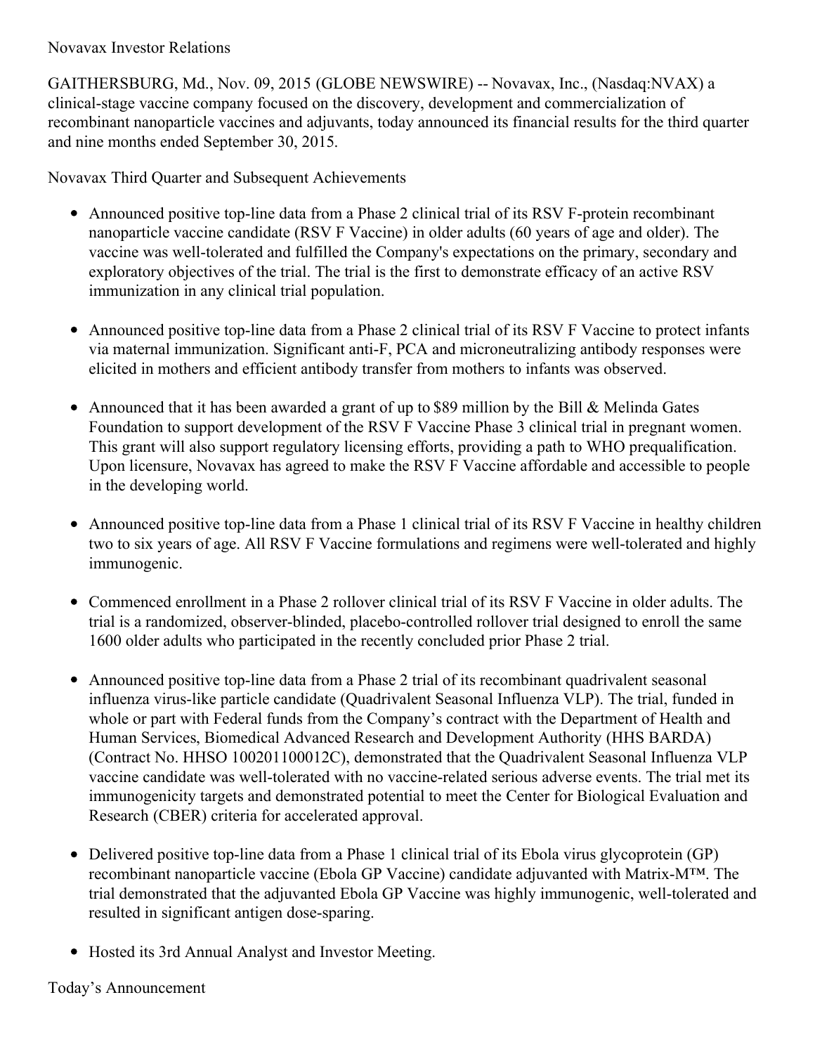Novavax Investor Relations

GAITHERSBURG, Md., Nov. 09, 2015 (GLOBE NEWSWIRE) -- Novavax, Inc., (Nasdaq:NVAX) a clinical-stage vaccine company focused on the discovery, development and commercialization of recombinant nanoparticle vaccines and adjuvants, today announced its financial results for the third quarter and nine months ended September 30, 2015.

## Novavax Third Quarter and Subsequent Achievements

- Announced positive top-line data from a Phase 2 clinical trial of its RSV F-protein recombinant nanoparticle vaccine candidate (RSV F Vaccine) in older adults (60 years of age and older). The vaccine was well-tolerated and fulfilled the Company's expectations on the primary, secondary and exploratory objectives of the trial. The trial is the first to demonstrate efficacy of an active RSV immunization in any clinical trial population.
- Announced positive top-line data from a Phase 2 clinical trial of its RSV F Vaccine to protect infants via maternal immunization. Significant anti-F, PCA and microneutralizing antibody responses were elicited in mothers and efficient antibody transfer from mothers to infants was observed.
- Announced that it has been awarded a grant of up to $89 million by the Bill & Melinda Gates Foundation to support development of the RSV F Vaccine Phase 3 clinical trial in pregnant women. This grant will also support regulatory licensing efforts, providing a path to WHO prequalification. Upon licensure, Novavax has agreed to make the RSV F Vaccine affordable and accessible to people in the developing world.
- Announced positive top-line data from a Phase 1 clinical trial of its RSV F Vaccine in healthy children two to six years of age. All RSV F Vaccine formulations and regimens were well-tolerated and highly immunogenic.
- Commenced enrollment in a Phase 2 rollover clinical trial of its RSV F Vaccine in older adults. The trial is a randomized, observer-blinded, placebo-controlled rollover trial designed to enroll the same 1600 older adults who participated in the recently concluded prior Phase 2 trial.
- Announced positive top-line data from a Phase 2 trial of its recombinant quadrivalent seasonal influenza virus-like particle candidate (Quadrivalent Seasonal Influenza VLP). The trial, funded in whole or part with Federal funds from the Company's contract with the Department of Health and Human Services, Biomedical Advanced Research and Development Authority (HHS BARDA) (Contract No. HHSO 100201100012C), demonstrated that the Quadrivalent Seasonal Influenza VLP vaccine candidate was well-tolerated with no vaccine-related serious adverse events. The trial met its immunogenicity targets and demonstrated potential to meet the Center for Biological Evaluation and Research (CBER) criteria for accelerated approval.
- Delivered positive top-line data from a Phase 1 clinical trial of its Ebola virus glycoprotein (GP) recombinant nanoparticle vaccine (Ebola GP Vaccine) candidate adjuvanted with Matrix-M™. The trial demonstrated that the adjuvanted Ebola GP Vaccine was highly immunogenic, well-tolerated and resulted in significant antigen dose-sparing.
- Hosted its 3rd Annual Analyst and Investor Meeting.

## Today's Announcement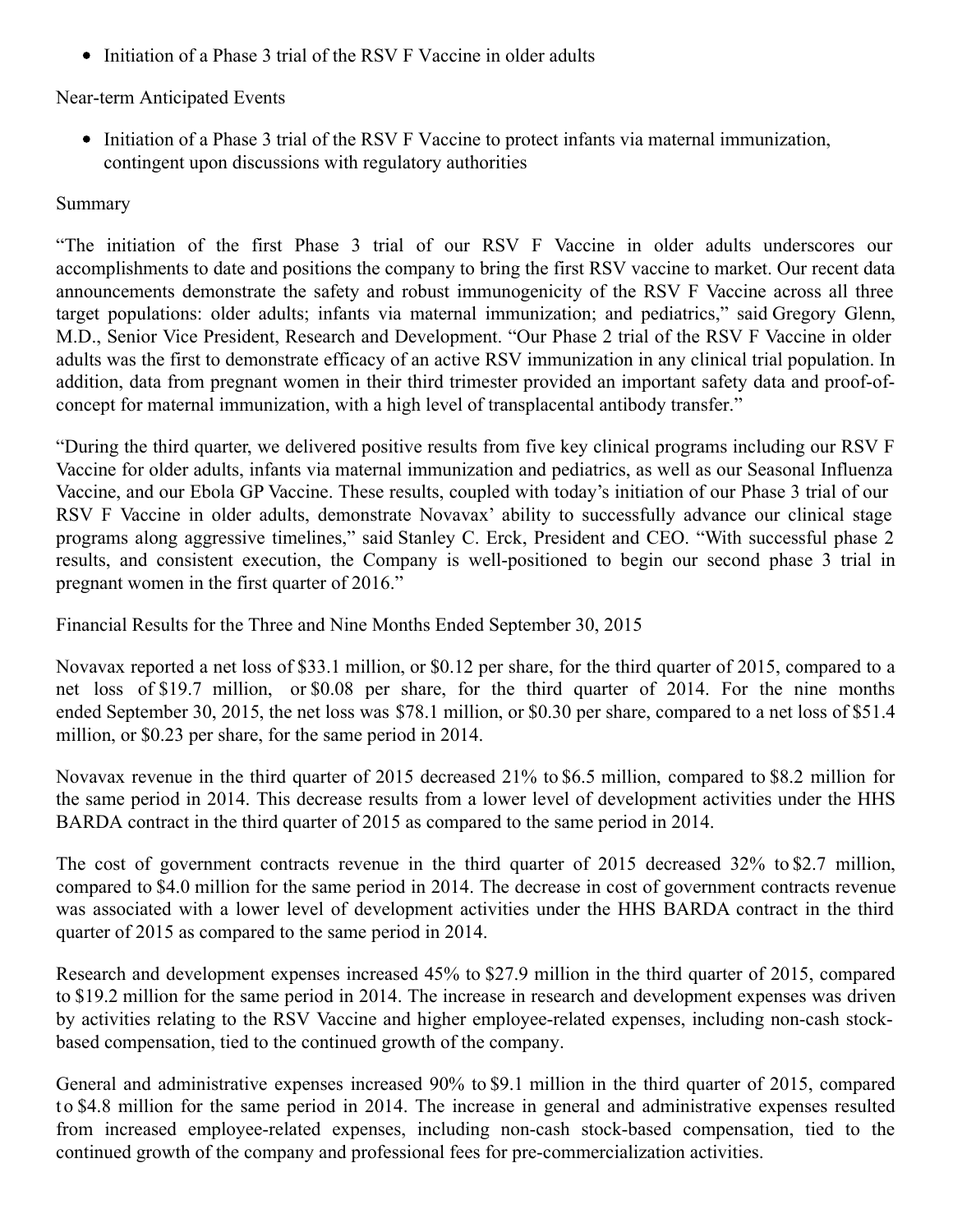- Initiation of a Phase 3 trial of the RSV F Vaccine in older adults

Near-term Anticipated Events

- Initiation of a Phase 3 trial of the RSV F Vaccine to protect infants via maternal immunization, contingent upon discussions with regulatory authorities

Summary

"The initiation of the first Phase 3 trial of our RSV F Vaccine in older adults underscores our accomplishments to date and positions the company to bring the first RSV vaccine to market. Our recent data announcements demonstrate the safety and robust immunogenicity of the RSV F Vaccine across all three target populations: older adults; infants via maternal immunization; and pediatrics," said Gregory Glenn, M.D., Senior Vice President, Research and Development. "Our Phase 2 trial of the RSV F Vaccine in older adults was the first to demonstrate efficacy of an active RSV immunization in any clinical trial population. In addition, data from pregnant women in their third trimester provided an important safety data and proof-of-concept for maternal immunization, with a high level of transplacental antibody transfer."

"During the third quarter, we delivered positive results from five key clinical programs including our RSV F Vaccine for older adults, infants via maternal immunization and pediatrics, as well as our Seasonal Influenza Vaccine, and our Ebola GP Vaccine. These results, coupled with today's initiation of our Phase 3 trial of our RSV F Vaccine in older adults, demonstrate Novavax' ability to successfully advance our clinical stage programs along aggressive timelines," said Stanley C. Erck, President and CEO. "With successful phase 2 results, and consistent execution, the Company is well-positioned to begin our second phase 3 trial in pregnant women in the first quarter of 2016."

Financial Results for the Three and Nine Months Ended September 30, 2015

Novavax reported a net loss of $33.1 million, or $0.12 per share, for the third quarter of 2015, compared to a net loss of $19.7 million, or $0.08 per share, for the third quarter of 2014. For the nine months ended September 30, 2015, the net loss was $78.1 million, or $0.30 per share, compared to a net loss of $51.4 million, or $0.23 per share, for the same period in 2014.

Novavax revenue in the third quarter of 2015 decreased 21% to $6.5 million, compared to $8.2 million for the same period in 2014. This decrease results from a lower level of development activities under the HHS BARDA contract in the third quarter of 2015 as compared to the same period in 2014.

The cost of government contracts revenue in the third quarter of 2015 decreased 32% to $2.7 million, compared to $4.0 million for the same period in 2014. The decrease in cost of government contracts revenue was associated with a lower level of development activities under the HHS BARDA contract in the third quarter of 2015 as compared to the same period in 2014.

Research and development expenses increased 45% to $27.9 million in the third quarter of 2015, compared to $19.2 million for the same period in 2014. The increase in research and development expenses was driven by activities relating to the RSV Vaccine and higher employee-related expenses, including non-cash stock-based compensation, tied to the continued growth of the company.

General and administrative expenses increased 90% to $9.1 million in the third quarter of 2015, compared to $4.8 million for the same period in 2014. The increase in general and administrative expenses resulted from increased employee-related expenses, including non-cash stock-based compensation, tied to the continued growth of the company and professional fees for pre-commercialization activities.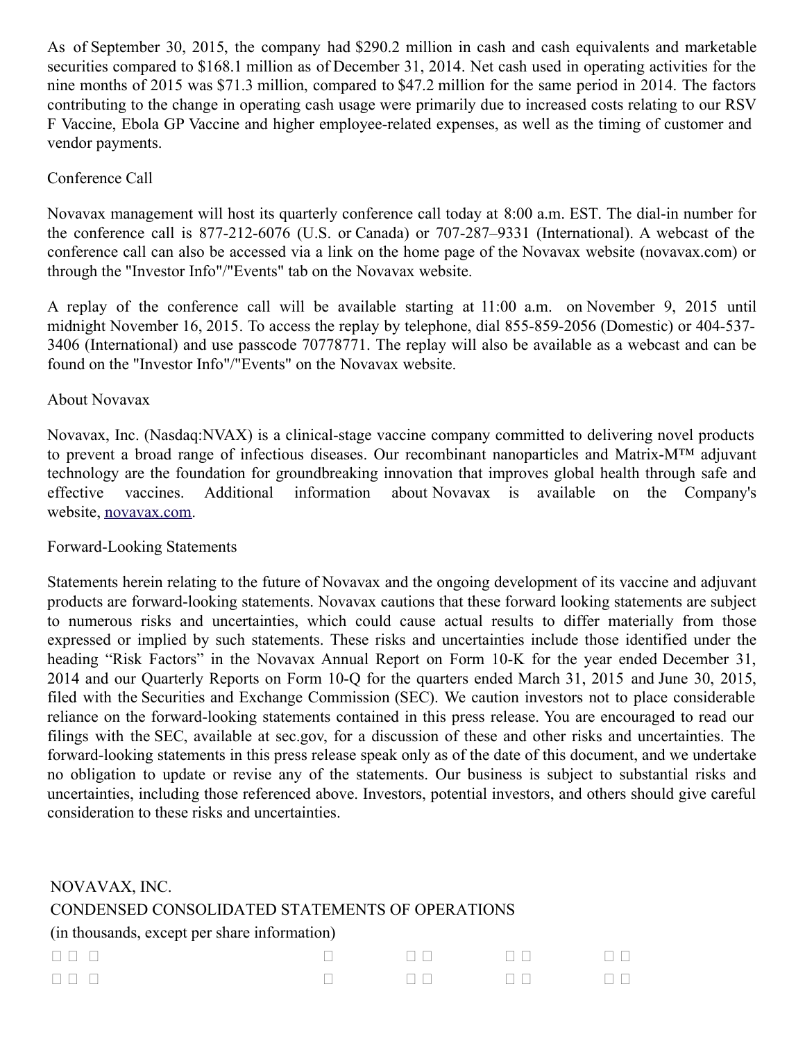As of September 30, 2015, the company had $290.2 million in cash and cash equivalents and marketable securities compared to $168.1 million as of December 31, 2014. Net cash used in operating activities for the nine months of 2015 was $71.3 million, compared to $47.2 million for the same period in 2014. The factors contributing to the change in operating cash usage were primarily due to increased costs relating to our RSV F Vaccine, Ebola GP Vaccine and higher employee-related expenses, as well as the timing of customer and vendor payments.

Conference Call

Novavax management will host its quarterly conference call today at 8:00 a.m. EST. The dial-in number for the conference call is 877-212-6076 (U.S. or Canada) or 707-287–9331 (International). A webcast of the conference call can also be accessed via a link on the home page of the Novavax website (novavax.com) or through the "Investor Info"/"Events" tab on the Novavax website.

A replay of the conference call will be available starting at 11:00 a.m. on November 9, 2015 until midnight November 16, 2015. To access the replay by telephone, dial 855-859-2056 (Domestic) or 404-537-3406 (International) and use passcode 70778771. The replay will also be available as a webcast and can be found on the "Investor Info"/"Events" on the Novavax website.

About Novavax

Novavax, Inc. (Nasdaq:NVAX) is a clinical-stage vaccine company committed to delivering novel products to prevent a broad range of infectious diseases. Our recombinant nanoparticles and Matrix-M™ adjuvant technology are the foundation for groundbreaking innovation that improves global health through safe and effective vaccines. Additional information about Novavax is available on the Company's website, novavax.com.

Forward-Looking Statements

Statements herein relating to the future of Novavax and the ongoing development of its vaccine and adjuvant products are forward-looking statements. Novavax cautions that these forward looking statements are subject to numerous risks and uncertainties, which could cause actual results to differ materially from those expressed or implied by such statements. These risks and uncertainties include those identified under the heading "Risk Factors" in the Novavax Annual Report on Form 10-K for the year ended December 31, 2014 and our Quarterly Reports on Form 10-Q for the quarters ended March 31, 2015 and June 30, 2015, filed with the Securities and Exchange Commission (SEC). We caution investors not to place considerable reliance on the forward-looking statements contained in this press release. You are encouraged to read our filings with the SEC, available at sec.gov, for a discussion of these and other risks and uncertainties. The forward-looking statements in this press release speak only as of the date of this document, and we undertake no obligation to update or revise any of the statements. Our business is subject to substantial risks and uncertainties, including those referenced above. Investors, potential investors, and others should give careful consideration to these risks and uncertainties.

NOVAVAX, INC.
CONDENSED CONSOLIDATED STATEMENTS OF OPERATIONS
(in thousands, except per share information)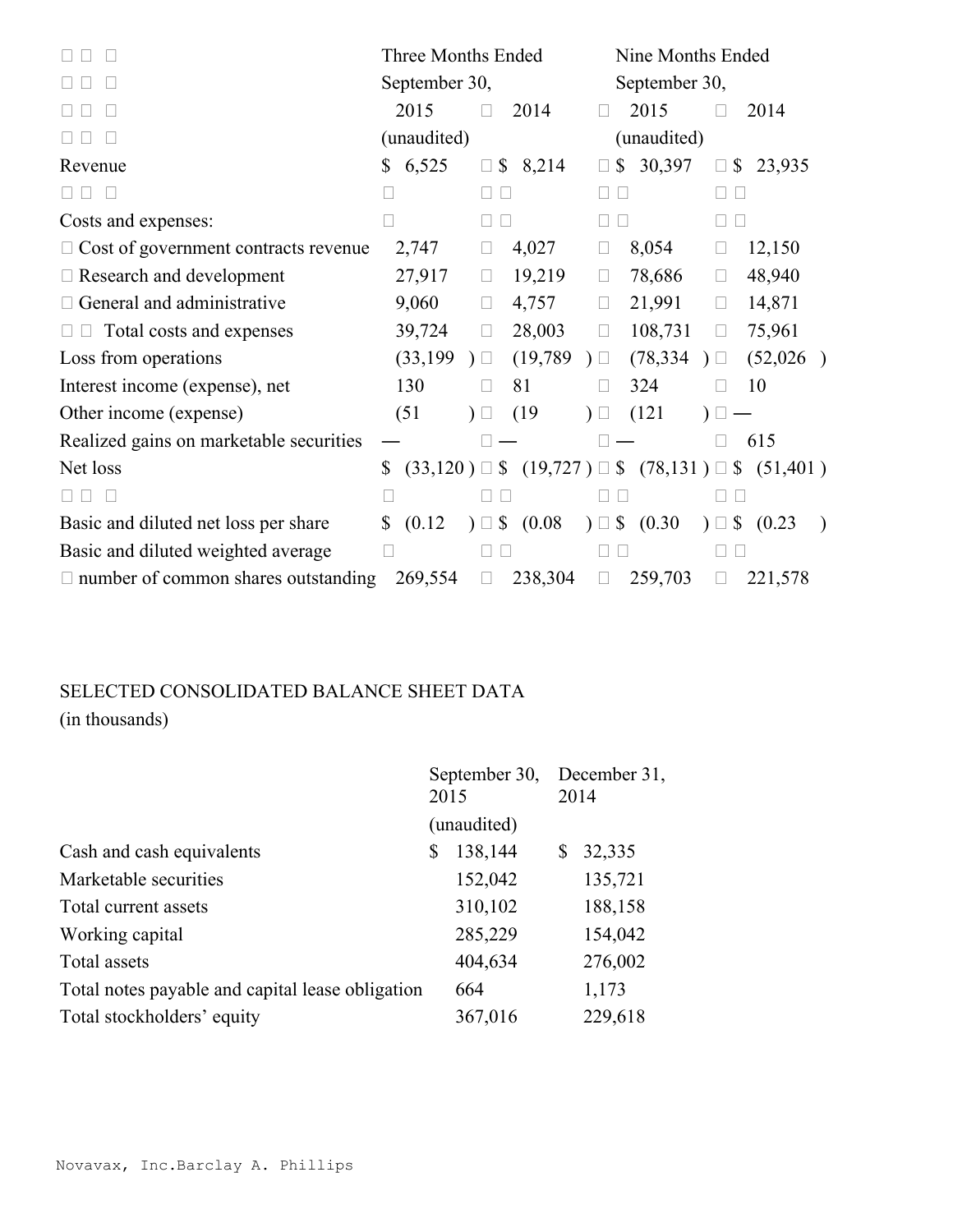| | Three Months Ended September 30, | | Nine Months Ended September 30, | |
|---|---|---|---|---|
| | 2015 | 2014 | 2015 | 2014 |
| | (unaudited) | | (unaudited) | |
| Revenue | $ 6,525 | $ 8,214 | $ 30,397 | $ 23,935 |
| Costs and expenses: | | | | |
| Cost of government contracts revenue | 2,747 | 4,027 | 8,054 | 12,150 |
| Research and development | 27,917 | 19,219 | 78,686 | 48,940 |
| General and administrative | 9,060 | 4,757 | 21,991 | 14,871 |
| Total costs and expenses | 39,724 | 28,003 | 108,731 | 75,961 |
| Loss from operations | (33,199 ) | (19,789 ) | (78,334 ) | (52,026 ) |
| Interest income (expense), net | 130 | 81 | 324 | 10 |
| Other income (expense) | (51 ) | (19 ) | (121 ) | — |
| Realized gains on marketable securities | — | — | — | 615 |
| Net loss | $ (33,120 ) | $ (19,727 ) | $ (78,131 ) | $ (51,401 ) |
| Basic and diluted net loss per share | $ (0.12 ) | $ (0.08 ) | $ (0.30 ) | $ (0.23 ) |
| Basic and diluted weighted average number of common shares outstanding | 269,554 | 238,304 | 259,703 | 221,578 |

SELECTED CONSOLIDATED BALANCE SHEET DATA
(in thousands)

| | September 30, 2015 | December 31, 2014 |
|---|---|---|
| | (unaudited) | |
| Cash and cash equivalents | $ 138,144 | $ 32,335 |
| Marketable securities | 152,042 | 135,721 |
| Total current assets | 310,102 | 188,158 |
| Working capital | 285,229 | 154,042 |
| Total assets | 404,634 | 276,002 |
| Total notes payable and capital lease obligation | 664 | 1,173 |
| Total stockholders' equity | 367,016 | 229,618 |

Novavax, Inc.Barclay A. Phillips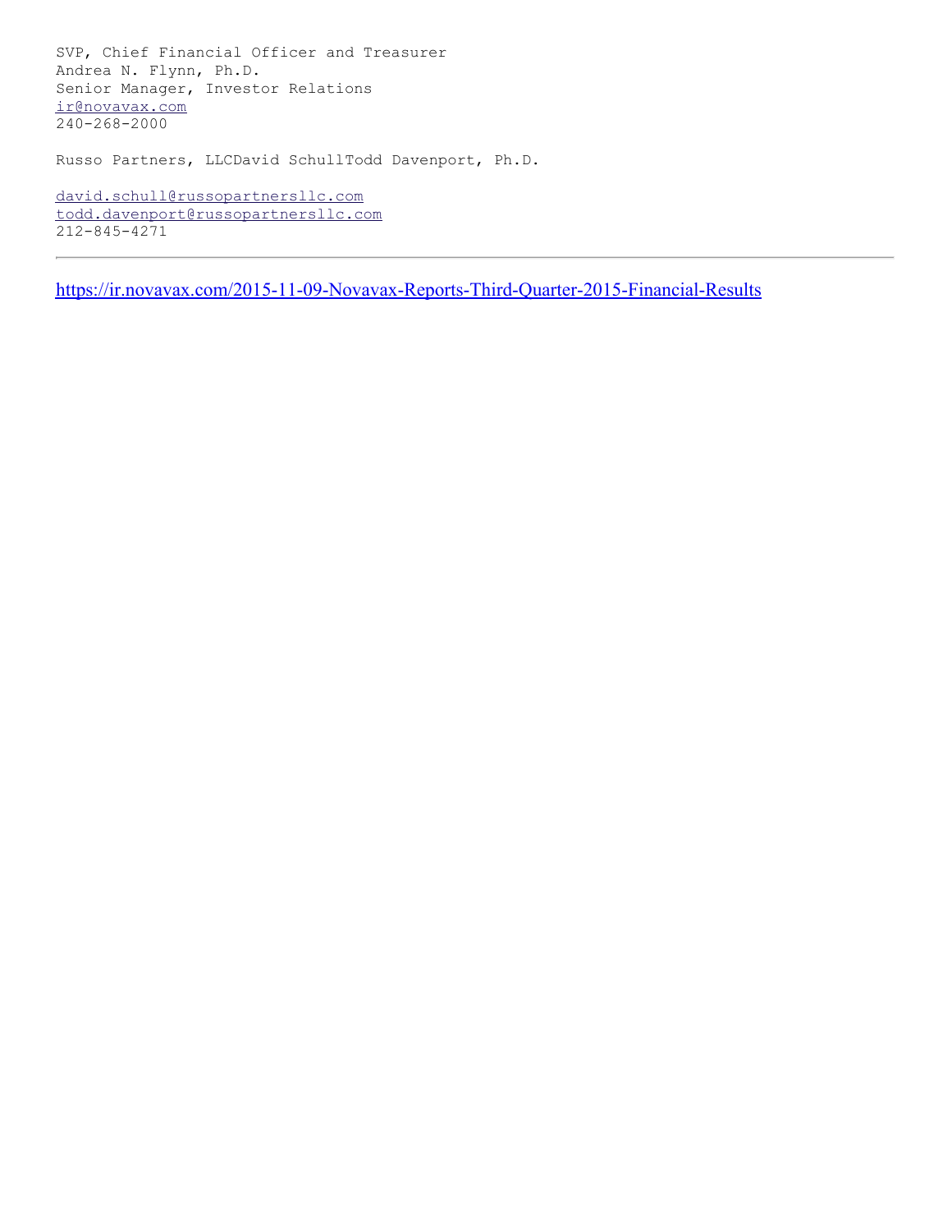SVP, Chief Financial Officer and Treasurer
Andrea N. Flynn, Ph.D.
Senior Manager, Investor Relations
ir@novavax.com
240-268-2000

Russo Partners, LLCDavid SchullTodd Davenport, Ph.D.

david.schull@russopartnersllc.com
todd.davenport@russopartnersllc.com
212-845-4271

---

https://ir.novavax.com/2015-11-09-Novavax-Reports-Third-Quarter-2015-Financial-Results